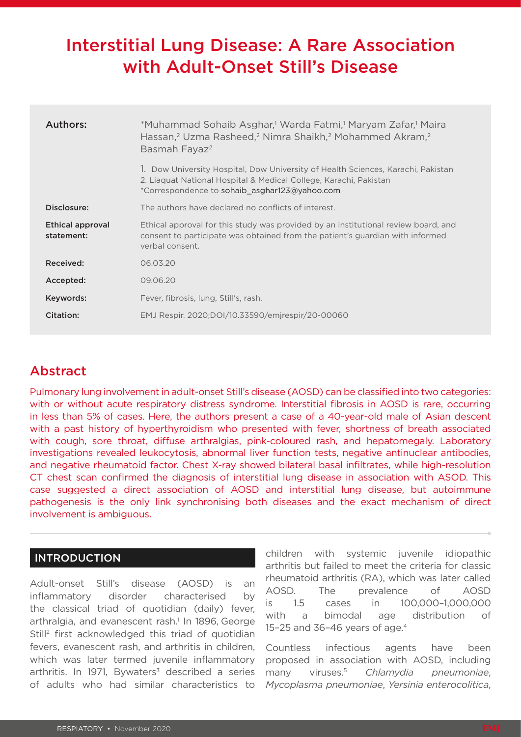# Interstitial Lung Disease: A Rare Association with Adult-Onset Still's Disease

| | |
|---|---|
| **Authors:** | *Muhammad Sohaib Asghar,[1] Warda Fatmi,[1] Maryam Zafar,[1] Maira Hassan,[2] Uzma Rasheed,[2] Nimra Shaikh,[2] Mohammed Akram,[2] Basmah Fayaz[2]<br>1. Dow University Hospital, Dow University of Health Sciences, Karachi, Pakistan<br>2. Liaquat National Hospital & Medical College, Karachi, Pakistan<br>*Correspondence to sohaib_asghar123@yahoo.com |
| **Disclosure:** | The authors have declared no conflicts of interest. |
| **Ethical approval statement:** | Ethical approval for this study was provided by an institutional review board, and consent to participate was obtained from the patient's guardian with informed verbal consent. |
| **Received:** | 06.03.20 |
| **Accepted:** | 09.06.20 |
| **Keywords:** | Fever, fibrosis, lung, Still's, rash. |
| **Citation:** | EMJ Respir. 2020;DOI/10.33590/emjrespir/20-00060 |

## Abstract

Pulmonary lung involvement in adult-onset Still's disease (AOSD) can be classified into two categories: with or without acute respiratory distress syndrome. Interstitial fibrosis in AOSD is rare, occurring in less than 5% of cases. Here, the authors present a case of a 40-year-old male of Asian descent with a past history of hyperthyroidism who presented with fever, shortness of breath associated with cough, sore throat, diffuse arthralgias, pink-coloured rash, and hepatomegaly. Laboratory investigations revealed leukocytosis, abnormal liver function tests, negative antinuclear antibodies, and negative rheumatoid factor. Chest X-ray showed bilateral basal infiltrates, while high-resolution CT chest scan confirmed the diagnosis of interstitial lung disease in association with ASOD. This case suggested a direct association of AOSD and interstitial lung disease, but autoimmune pathogenesis is the only link synchronising both diseases and the exact mechanism of direct involvement is ambiguous.

## INTRODUCTION

Adult-onset Still's disease (AOSD) is an inflammatory disorder characterised by the classical triad of quotidian (daily) fever, arthralgia, and evanescent rash.[1] In 1896, George Still[2] first acknowledged this triad of quotidian fevers, evanescent rash, and arthritis in children, which was later termed juvenile inflammatory arthritis. In 1971, Bywaters[3] described a series of adults who had similar characteristics to children with systemic juvenile idiopathic arthritis but failed to meet the criteria for classic rheumatoid arthritis (RA), which was later called AOSD. The prevalence of AOSD is 1.5 cases in 100,000–1,000,000 with a bimodal age distribution of 15–25 and 36–46 years of age.[4]

Countless infectious agents have been proposed in association with AOSD, including many viruses.[5] *Chlamydia pneumoniae*, *Mycoplasma pneumoniae*, *Yersinia enterocolitica*,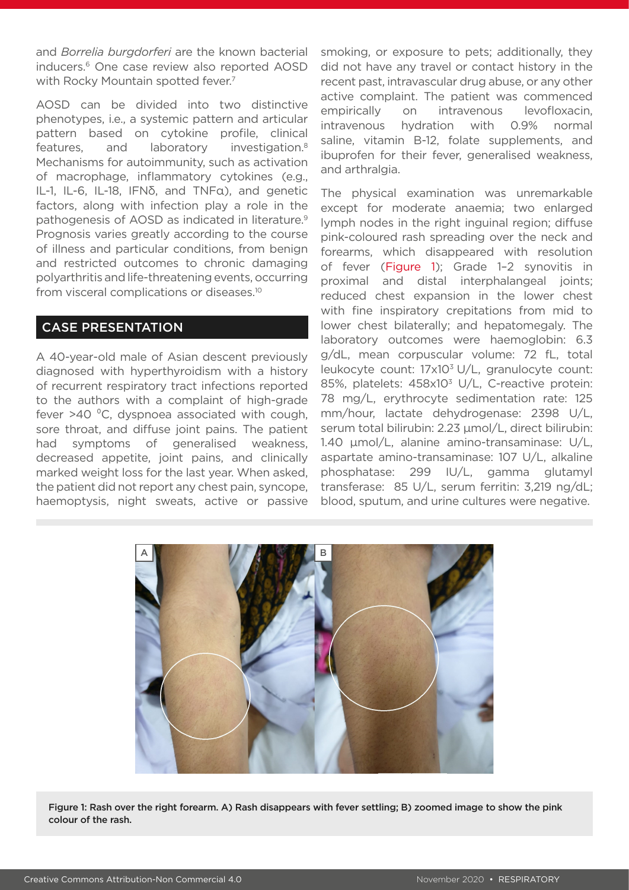and *Borrelia burgdorferi* are the known bacterial inducers.[6] One case review also reported AOSD with Rocky Mountain spotted fever.[7]

AOSD can be divided into two distinctive phenotypes, i.e., a systemic pattern and articular pattern based on cytokine profile, clinical features, and laboratory investigation.[8] Mechanisms for autoimmunity, such as activation of macrophage, inflammatory cytokines (e.g., IL-1, IL-6, IL-18, IFNδ, and TNFα), and genetic factors, along with infection play a role in the pathogenesis of AOSD as indicated in literature.[9] Prognosis varies greatly according to the course of illness and particular conditions, from benign and restricted outcomes to chronic damaging polyarthritis and life-threatening events, occurring from visceral complications or diseases.[10]

## CASE PRESENTATION

A 40-year-old male of Asian descent previously diagnosed with hyperthyroidism with a history of recurrent respiratory tract infections reported to the authors with a complaint of high-grade fever >40 °C, dyspnoea associated with cough, sore throat, and diffuse joint pains. The patient had symptoms of generalised weakness, decreased appetite, joint pains, and clinically marked weight loss for the last year. When asked, the patient did not report any chest pain, syncope, haemoptysis, night sweats, active or passive smoking, or exposure to pets; additionally, they did not have any travel or contact history in the recent past, intravascular drug abuse, or any other active complaint. The patient was commenced empirically on intravenous levofloxacin, intravenous hydration with 0.9% normal saline, vitamin B-12, folate supplements, and ibuprofen for their fever, generalised weakness, and arthralgia.

The physical examination was unremarkable except for moderate anaemia; two enlarged lymph nodes in the right inguinal region; diffuse pink-coloured rash spreading over the neck and forearms, which disappeared with resolution of fever (Figure 1); Grade 1–2 synovitis in proximal and distal interphalangeal joints; reduced chest expansion in the lower chest with fine inspiratory crepitations from mid to lower chest bilaterally; and hepatomegaly. The laboratory outcomes were haemoglobin: 6.3 g/dL, mean corpuscular volume: 72 fL, total leukocyte count: $17 \times 10^3$ U/L, granulocyte count: 85%, platelets: $458 \times 10^3$ U/L, C-reactive protein: 78 mg/L, erythrocyte sedimentation rate: 125 mm/hour, lactate dehydrogenase: 2398 U/L, serum total bilirubin: 2.23 µmol/L, direct bilirubin: 1.40 µmol/L, alanine amino-transaminase: U/L, aspartate amino-transaminase: 107 U/L, alkaline phosphatase: 299 IU/L, gamma glutamyl transferase: 85 U/L, serum ferritin: 3,219 ng/dL; blood, sputum, and urine cultures were negative.

**Figure 1: Rash over the right forearm. A) Rash disappears with fever settling; B) zoomed image to show the pink colour of the rash.**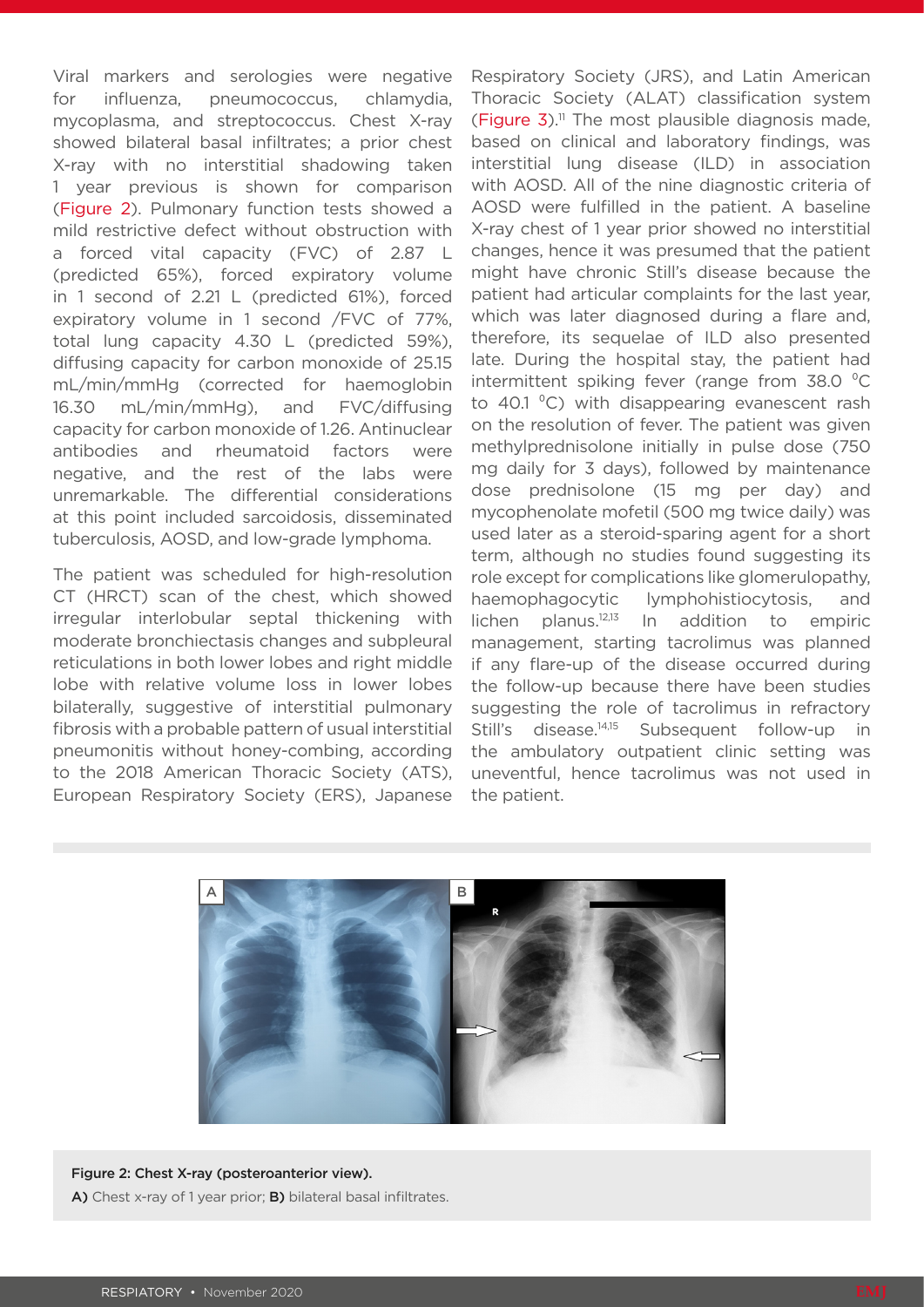Viral markers and serologies were negative for influenza, pneumococcus, chlamydia, mycoplasma, and streptococcus. Chest X-ray showed bilateral basal infiltrates; a prior chest X-ray with no interstitial shadowing taken 1 year previous is shown for comparison (Figure 2). Pulmonary function tests showed a mild restrictive defect without obstruction with a forced vital capacity (FVC) of 2.87 L (predicted 65%), forced expiratory volume in 1 second of 2.21 L (predicted 61%), forced expiratory volume in 1 second /FVC of 77%, total lung capacity 4.30 L (predicted 59%), diffusing capacity for carbon monoxide of 25.15 mL/min/mmHg (corrected for haemoglobin 16.30 mL/min/mmHg), and FVC/diffusing capacity for carbon monoxide of 1.26. Antinuclear antibodies and rheumatoid factors were negative, and the rest of the labs were unremarkable. The differential considerations at this point included sarcoidosis, disseminated tuberculosis, AOSD, and low-grade lymphoma.

The patient was scheduled for high-resolution CT (HRCT) scan of the chest, which showed irregular interlobular septal thickening with moderate bronchiectasis changes and subpleural reticulations in both lower lobes and right middle lobe with relative volume loss in lower lobes bilaterally, suggestive of interstitial pulmonary fibrosis with a probable pattern of usual interstitial pneumonitis without honey-combing, according to the 2018 American Thoracic Society (ATS), European Respiratory Society (ERS), Japanese Respiratory Society (JRS), and Latin American Thoracic Society (ALAT) classification system (Figure 3).[11] The most plausible diagnosis made, based on clinical and laboratory findings, was interstitial lung disease (ILD) in association with AOSD. All of the nine diagnostic criteria of AOSD were fulfilled in the patient. A baseline X-ray chest of 1 year prior showed no interstitial changes, hence it was presumed that the patient might have chronic Still's disease because the patient had articular complaints for the last year, which was later diagnosed during a flare and, therefore, its sequelae of ILD also presented late. During the hospital stay, the patient had intermittent spiking fever (range from 38.0 °C to 40.1 °C) with disappearing evanescent rash on the resolution of fever. The patient was given methylprednisolone initially in pulse dose (750 mg daily for 3 days), followed by maintenance dose prednisolone (15 mg per day) and mycophenolate mofetil (500 mg twice daily) was used later as a steroid-sparing agent for a short term, although no studies found suggesting its role except for complications like glomerulopathy, haemophagocytic lymphohistiocytosis, and lichen planus.[12,13] In addition to empiric management, starting tacrolimus was planned if any flare-up of the disease occurred during the follow-up because there have been studies suggesting the role of tacrolimus in refractory Still's disease.[14,15] Subsequent follow-up in the ambulatory outpatient clinic setting was uneventful, hence tacrolimus was not used in the patient.

**Figure 2: Chest X-ray (posteroanterior view).**

**A)** Chest x-ray of 1 year prior; **B)** bilateral basal infiltrates.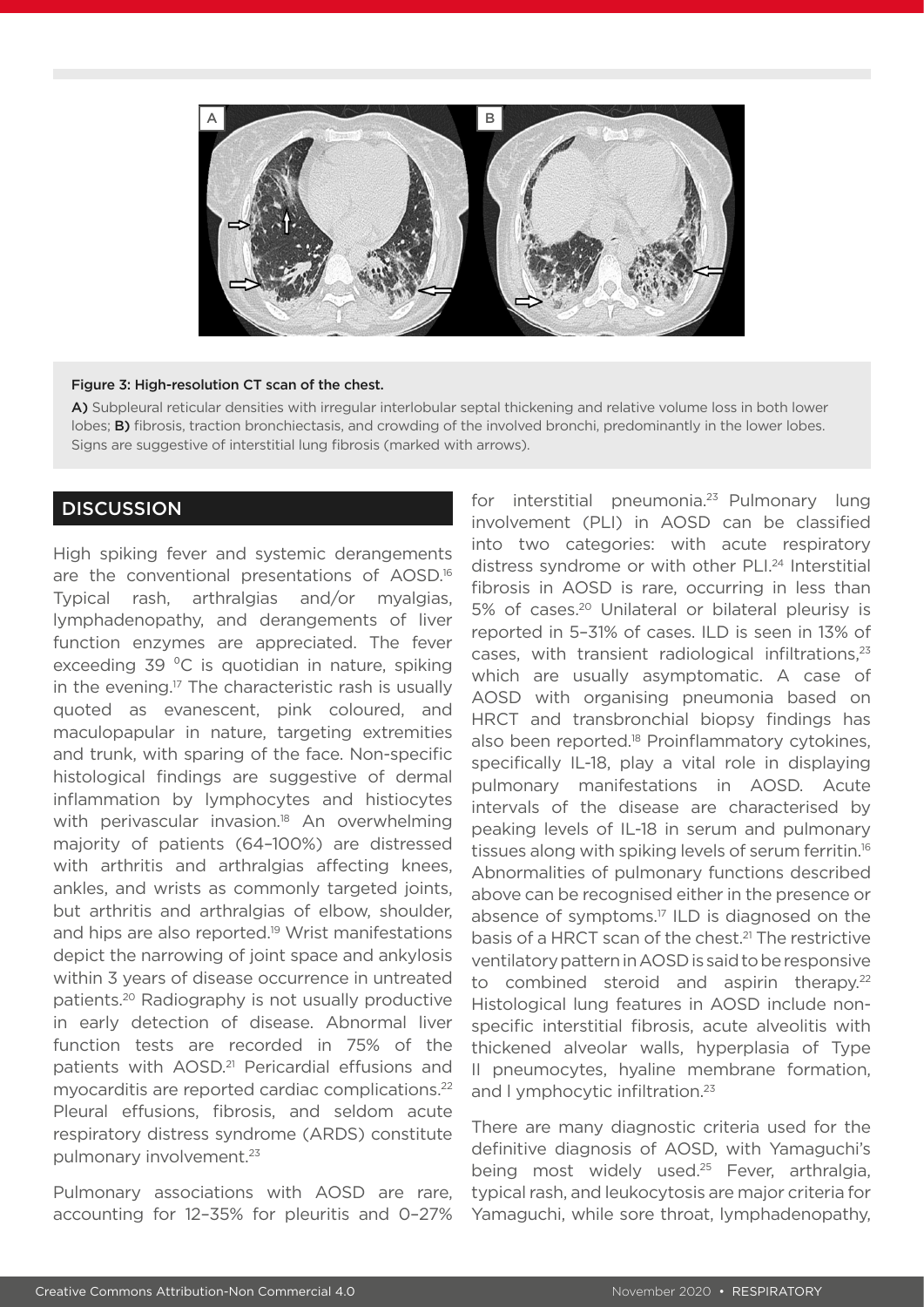Figure 3: High-resolution CT scan of the chest.

**A)** Subpleural reticular densities with irregular interlobular septal thickening and relative volume loss in both lower lobes; **B)** fibrosis, traction bronchiectasis, and crowding of the involved bronchi, predominantly in the lower lobes. Signs are suggestive of interstitial lung fibrosis (marked with arrows).

## DISCUSSION

High spiking fever and systemic derangements are the conventional presentations of AOSD.[16] Typical rash, arthralgias and/or myalgias, lymphadenopathy, and derangements of liver function enzymes are appreciated. The fever exceeding 39 $^0$C is quotidian in nature, spiking in the evening.[17] The characteristic rash is usually quoted as evanescent, pink coloured, and maculopapular in nature, targeting extremities and trunk, with sparing of the face. Non-specific histological findings are suggestive of dermal inflammation by lymphocytes and histiocytes with perivascular invasion.[18] An overwhelming majority of patients (64–100%) are distressed with arthritis and arthralgias affecting knees, ankles, and wrists as commonly targeted joints, but arthritis and arthralgias of elbow, shoulder, and hips are also reported.[19] Wrist manifestations depict the narrowing of joint space and ankylosis within 3 years of disease occurrence in untreated patients.[20] Radiography is not usually productive in early detection of disease. Abnormal liver function tests are recorded in 75% of the patients with AOSD.[21] Pericardial effusions and myocarditis are reported cardiac complications.[22] Pleural effusions, fibrosis, and seldom acute respiratory distress syndrome (ARDS) constitute pulmonary involvement.[23]

Pulmonary associations with AOSD are rare, accounting for 12–35% for pleuritis and 0–27% for interstitial pneumonia.[23] Pulmonary lung involvement (PLI) in AOSD can be classified into two categories: with acute respiratory distress syndrome or with other PLI.[24] Interstitial fibrosis in AOSD is rare, occurring in less than 5% of cases.[20] Unilateral or bilateral pleurisy is reported in 5–31% of cases. ILD is seen in 13% of cases, with transient radiological infiltrations,[23] which are usually asymptomatic. A case of AOSD with organising pneumonia based on HRCT and transbronchial biopsy findings has also been reported.[18] Proinflammatory cytokines, specifically IL-18, play a vital role in displaying pulmonary manifestations in AOSD. Acute intervals of the disease are characterised by peaking levels of IL-18 in serum and pulmonary tissues along with spiking levels of serum ferritin.[16] Abnormalities of pulmonary functions described above can be recognised either in the presence or absence of symptoms.[17] ILD is diagnosed on the basis of a HRCT scan of the chest.[21] The restrictive ventilatory pattern in AOSD is said to be responsive to combined steroid and aspirin therapy.[22] Histological lung features in AOSD include non-specific interstitial fibrosis, acute alveolitis with thickened alveolar walls, hyperplasia of Type II pneumocytes, hyaline membrane formation, and l ymphocytic infiltration.[23]

There are many diagnostic criteria used for the definitive diagnosis of AOSD, with Yamaguchi's being most widely used.[25] Fever, arthralgia, typical rash, and leukocytosis are major criteria for Yamaguchi, while sore throat, lymphadenopathy,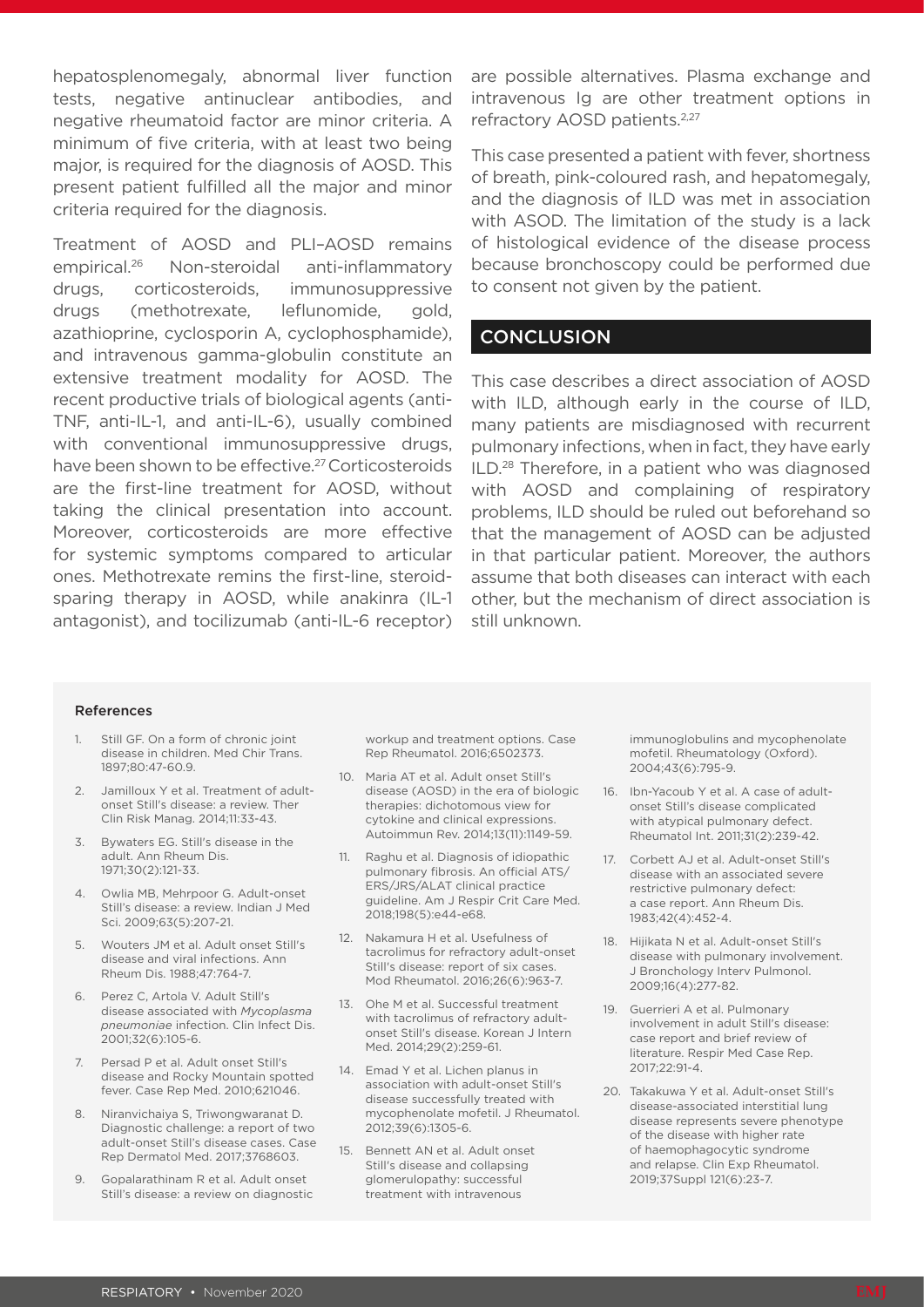hepatosplenomegaly, abnormal liver function tests, negative antinuclear antibodies, and negative rheumatoid factor are minor criteria. A minimum of five criteria, with at least two being major, is required for the diagnosis of AOSD. This present patient fulfilled all the major and minor criteria required for the diagnosis.

Treatment of AOSD and PLI–AOSD remains empirical.[26] Non-steroidal anti-inflammatory drugs, corticosteroids, immunosuppressive drugs (methotrexate, leflunomide, gold, azathioprine, cyclosporin A, cyclophosphamide), and intravenous gamma-globulin constitute an extensive treatment modality for AOSD. The recent productive trials of biological agents (anti-TNF, anti-IL-1, and anti-IL-6), usually combined with conventional immunosuppressive drugs, have been shown to be effective.[27] Corticosteroids are the first-line treatment for AOSD, without taking the clinical presentation into account. Moreover, corticosteroids are more effective for systemic symptoms compared to articular ones. Methotrexate remins the first-line, steroid-sparing therapy in AOSD, while anakinra (IL-1 antagonist), and tocilizumab (anti-IL-6 receptor) are possible alternatives. Plasma exchange and intravenous Ig are other treatment options in refractory AOSD patients.[2,27]

This case presented a patient with fever, shortness of breath, pink-coloured rash, and hepatomegaly, and the diagnosis of ILD was met in association with ASOD. The limitation of the study is a lack of histological evidence of the disease process because bronchoscopy could be performed due to consent not given by the patient.

## CONCLUSION

This case describes a direct association of AOSD with ILD, although early in the course of ILD, many patients are misdiagnosed with recurrent pulmonary infections, when in fact, they have early ILD.[28] Therefore, in a patient who was diagnosed with AOSD and complaining of respiratory problems, ILD should be ruled out beforehand so that the management of AOSD can be adjusted in that particular patient. Moreover, the authors assume that both diseases can interact with each other, but the mechanism of direct association is still unknown.

### References

1. Still GF. On a form of chronic joint disease in children. Med Chir Trans. 1897;80:47-60.9.
2. Jamilloux Y et al. Treatment of adult-onset Still's disease: a review. Ther Clin Risk Manag. 2014;11:33-43.
3. Bywaters EG. Still's disease in the adult. Ann Rheum Dis. 1971;30(2):121-33.
4. Owlia MB, Mehrpoor G. Adult-onset Still's disease: a review. Indian J Med Sci. 2009;63(5):207-21.
5. Wouters JM et al. Adult onset Still's disease and viral infections. Ann Rheum Dis. 1988;47:764-7.
6. Perez C, Artola V. Adult Still's disease associated with *Mycoplasma pneumoniae* infection. Clin Infect Dis. 2001;32(6):105-6.
7. Persad P et al. Adult onset Still's disease and Rocky Mountain spotted fever. Case Rep Med. 2010;621046.
8. Niranvichaiya S, Triwongwaranat D. Diagnostic challenge: a report of two adult-onset Still's disease cases. Case Rep Dermatol Med. 2017;3768603.
9. Gopalarathinam R et al. Adult onset Still's disease: a review on diagnostic workup and treatment options. Case Rep Rheumatol. 2016;6502373.
10. Maria AT et al. Adult onset Still's disease (AOSD) in the era of biologic therapies: dichotomous view for cytokine and clinical expressions. Autoimmun Rev. 2014;13(11):1149-59.
11. Raghu et al. Diagnosis of idiopathic pulmonary fibrosis. An official ATS/ERS/JRS/ALAT clinical practice guideline. Am J Respir Crit Care Med. 2018;198(5):e44-e68.
12. Nakamura H et al. Usefulness of tacrolimus for refractory adult-onset Still's disease: report of six cases. Mod Rheumatol. 2016;26(6):963-7.
13. Ohe M et al. Successful treatment with tacrolimus of refractory adult-onset Still's disease. Korean J Intern Med. 2014;29(2):259-61.
14. Emad Y et al. Lichen planus in association with adult-onset Still's disease successfully treated with mycophenolate mofetil. J Rheumatol. 2012;39(6):1305-6.
15. Bennett AN et al. Adult onset Still's disease and collapsing glomerulopathy: successful treatment with intravenous immunoglobulins and mycophenolate mofetil. Rheumatology (Oxford). 2004;43(6):795-9.
16. Ibn-Yacoub Y et al. A case of adult-onset Still's disease complicated with atypical pulmonary defect. Rheumatol Int. 2011;31(2):239-42.
17. Corbett AJ et al. Adult-onset Still's disease with an associated severe restrictive pulmonary defect: a case report. Ann Rheum Dis. 1983;42(4):452-4.
18. Hijikata N et al. Adult-onset Still's disease with pulmonary involvement. J Bronchology Interv Pulmonol. 2009;16(4):277-82.
19. Guerrieri A et al. Pulmonary involvement in adult Still's disease: case report and brief review of literature. Respir Med Case Rep. 2017;22:91-4.
20. Takakuwa Y et al. Adult-onset Still's disease-associated interstitial lung disease represents severe phenotype of the disease with higher rate of haemophagocytic syndrome and relapse. Clin Exp Rheumatol. 2019;37Suppl 121(6):23-7.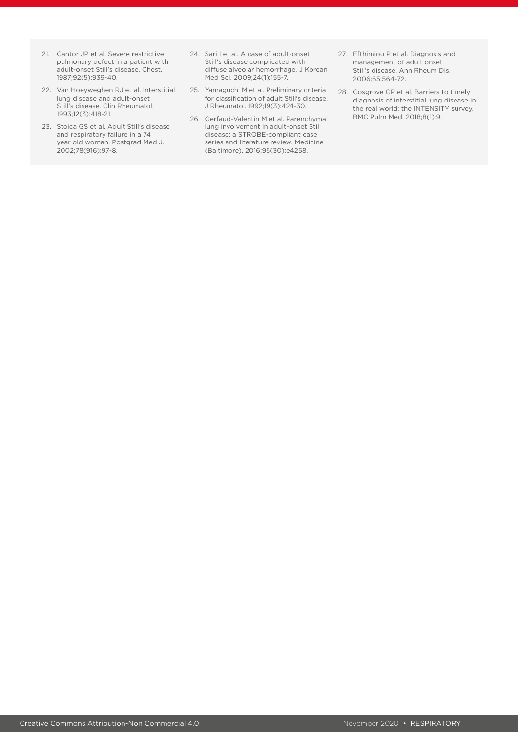21. Cantor JP et al. Severe restrictive pulmonary defect in a patient with adult-onset Still's disease. Chest. 1987;92(5):939-40.
22. Van Hoeyweghen RJ et al. Interstitial lung disease and adult-onset Still's disease. Clin Rheumatol. 1993;12(3):418-21.
23. Stoica GS et al. Adult Still's disease and respiratory failure in a 74 year old woman. Postgrad Med J. 2002;78(916):97-8.
24. Sari I et al. A case of adult-onset Still's disease complicated with diffuse alveolar hemorrhage. J Korean Med Sci. 2009;24(1):155-7.
25. Yamaguchi M et al. Preliminary criteria for classification of adult Still's disease. J Rheumatol. 1992;19(3):424-30.
26. Gerfaud-Valentin M et al. Parenchymal lung involvement in adult-onset Still disease: a STROBE-compliant case series and literature review. Medicine (Baltimore). 2016;95(30):e4258.
27. Efthimiou P et al. Diagnosis and management of adult onset Still's disease. Ann Rheum Dis. 2006;65:564-72.
28. Cosgrove GP et al. Barriers to timely diagnosis of interstitial lung disease in the real world: the INTENSITY survey. BMC Pulm Med. 2018;8(1):9.